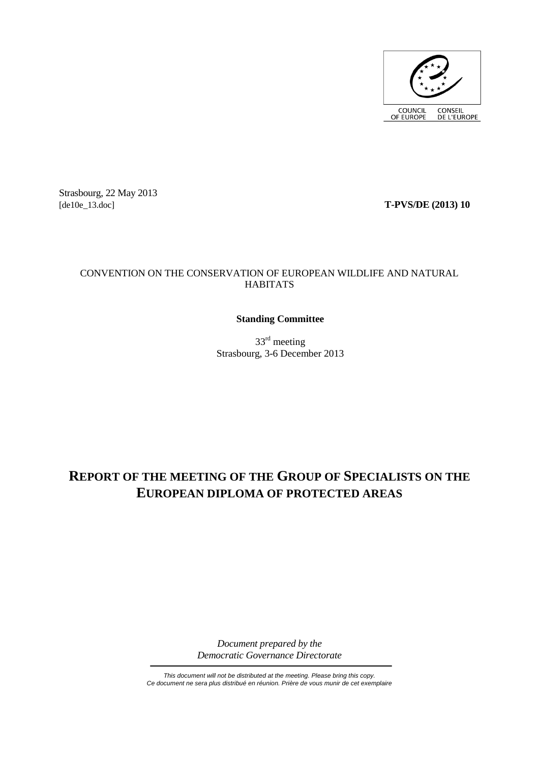COUNCIL OF EUROPE CONSEIL DE L'EUROPE

Strasbourg, 22 May 2013
[de10e_13.doc]

**T-PVS/DE (2013) 10**

CONVENTION ON THE CONSERVATION OF EUROPEAN WILDLIFE AND NATURAL HABITATS

**Standing Committee**

33[rd] meeting
Strasbourg, 3-6 December 2013

# REPORT OF THE MEETING OF THE GROUP OF SPECIALISTS ON THE EUROPEAN DIPLOMA OF PROTECTED AREAS

*Document prepared by the*
*Democratic Governance Directorate*

*This document will not be distributed at the meeting. Please bring this copy.*
*Ce document ne sera plus distribué en réunion. Prière de vous munir de cet exemplaire*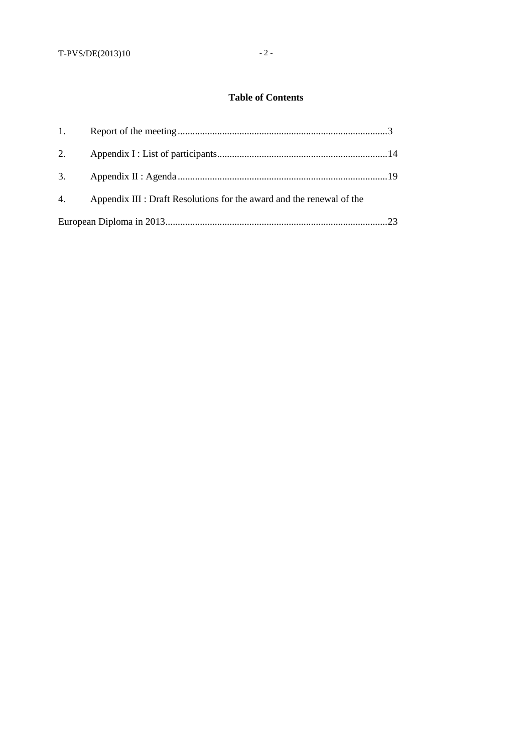## Table of Contents

1. Report of the meeting....................................................................................3
2. Appendix I : List of participants....................................................................14
3. Appendix II : Agenda....................................................................................19
4. Appendix III : Draft Resolutions for the award and the renewal of the European Diploma in 2013..........................................................................................23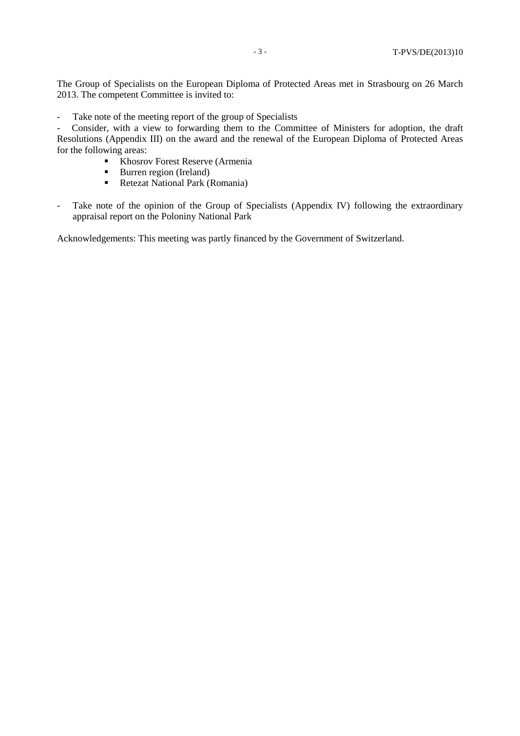The Group of Specialists on the European Diploma of Protected Areas met in Strasbourg on 26 March 2013. The competent Committee is invited to:

- Take note of the meeting report of the group of Specialists
- Consider, with a view to forwarding them to the Committee of Ministers for adoption, the draft Resolutions (Appendix III) on the award and the renewal of the European Diploma of Protected Areas for the following areas:
  - Khosrov Forest Reserve (Armenia
  - Burren region (Ireland)
  - Retezat National Park (Romania)

- Take note of the opinion of the Group of Specialists (Appendix IV) following the extraordinary appraisal report on the Poloniny National Park

Acknowledgements: This meeting was partly financed by the Government of Switzerland.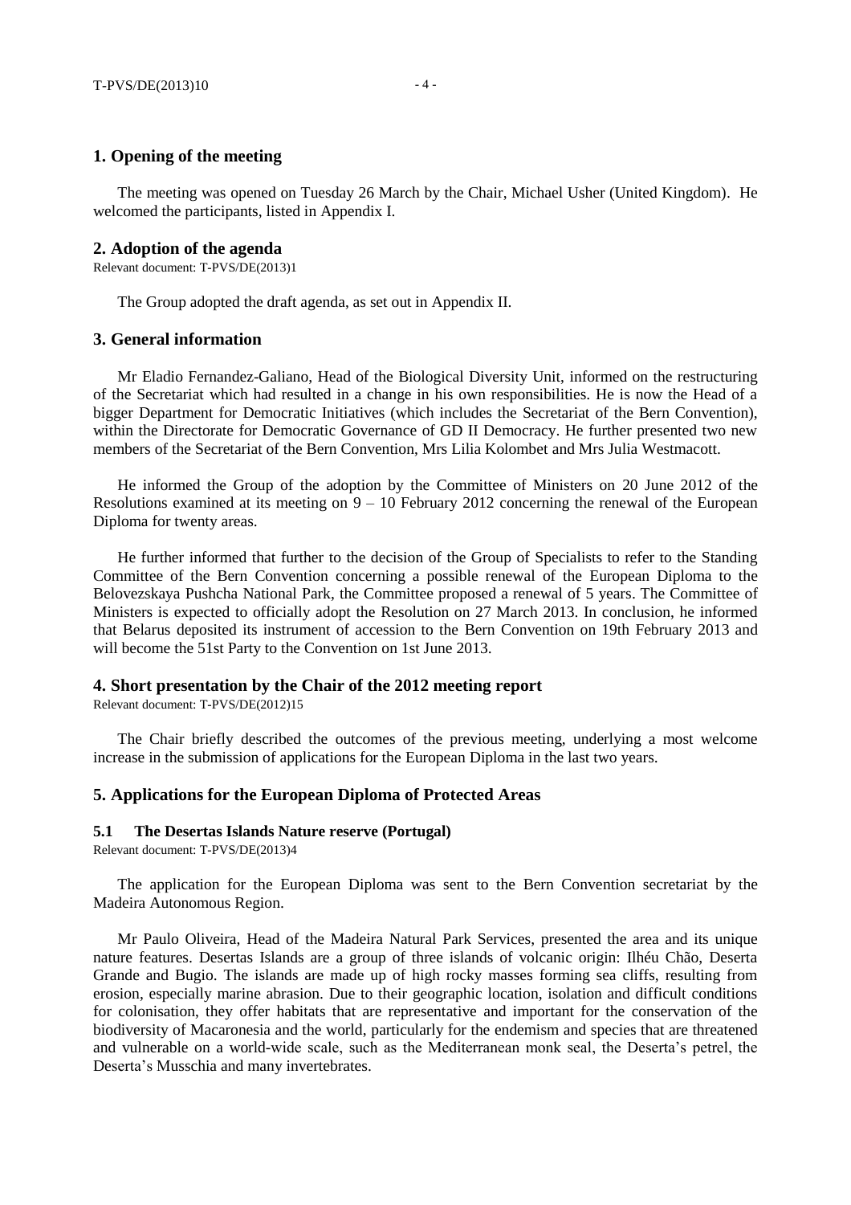## 1. Opening of the meeting

The meeting was opened on Tuesday 26 March by the Chair, Michael Usher (United Kingdom). He welcomed the participants, listed in Appendix I.

## 2. Adoption of the agenda

Relevant document: T-PVS/DE(2013)1

The Group adopted the draft agenda, as set out in Appendix II.

## 3. General information

Mr Eladio Fernandez-Galiano, Head of the Biological Diversity Unit, informed on the restructuring of the Secretariat which had resulted in a change in his own responsibilities. He is now the Head of a bigger Department for Democratic Initiatives (which includes the Secretariat of the Bern Convention), within the Directorate for Democratic Governance of GD II Democracy. He further presented two new members of the Secretariat of the Bern Convention, Mrs Lilia Kolombet and Mrs Julia Westmacott.

He informed the Group of the adoption by the Committee of Ministers on 20 June 2012 of the Resolutions examined at its meeting on 9 – 10 February 2012 concerning the renewal of the European Diploma for twenty areas.

He further informed that further to the decision of the Group of Specialists to refer to the Standing Committee of the Bern Convention concerning a possible renewal of the European Diploma to the Belovezskaya Pushcha National Park, the Committee proposed a renewal of 5 years. The Committee of Ministers is expected to officially adopt the Resolution on 27 March 2013. In conclusion, he informed that Belarus deposited its instrument of accession to the Bern Convention on 19th February 2013 and will become the 51st Party to the Convention on 1st June 2013.

## 4. Short presentation by the Chair of the 2012 meeting report

Relevant document: T-PVS/DE(2012)15

The Chair briefly described the outcomes of the previous meeting, underlying a most welcome increase in the submission of applications for the European Diploma in the last two years.

## 5. Applications for the European Diploma of Protected Areas

### 5.1 The Desertas Islands Nature reserve (Portugal)

Relevant document: T-PVS/DE(2013)4

The application for the European Diploma was sent to the Bern Convention secretariat by the Madeira Autonomous Region.

Mr Paulo Oliveira, Head of the Madeira Natural Park Services, presented the area and its unique nature features. Desertas Islands are a group of three islands of volcanic origin: Ilhéu Chão, Deserta Grande and Bugio. The islands are made up of high rocky masses forming sea cliffs, resulting from erosion, especially marine abrasion. Due to their geographic location, isolation and difficult conditions for colonisation, they offer habitats that are representative and important for the conservation of the biodiversity of Macaronesia and the world, particularly for the endemism and species that are threatened and vulnerable on a world-wide scale, such as the Mediterranean monk seal, the Deserta's petrel, the Deserta's Musschia and many invertebrates.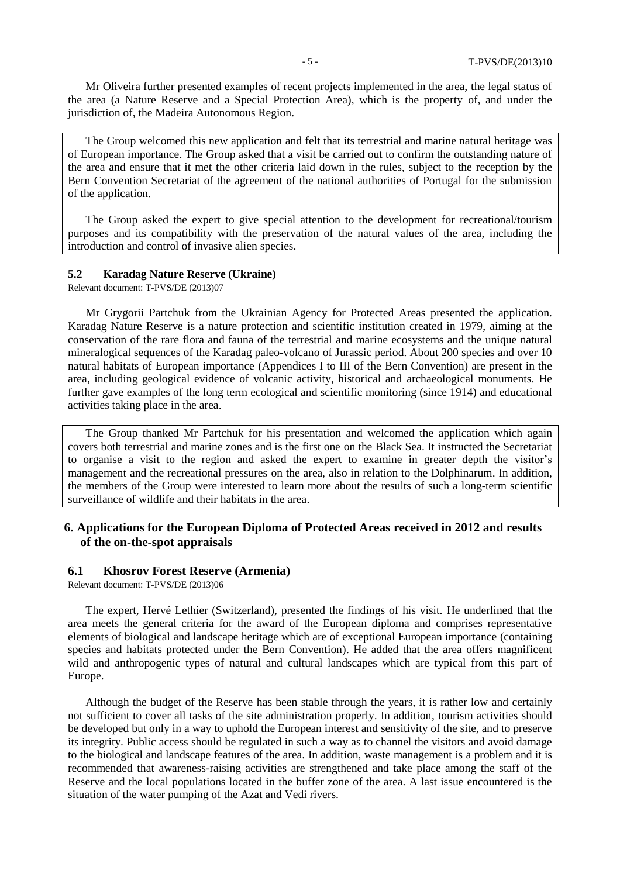Mr Oliveira further presented examples of recent projects implemented in the area, the legal status of the area (a Nature Reserve and a Special Protection Area), which is the property of, and under the jurisdiction of, the Madeira Autonomous Region.

The Group welcomed this new application and felt that its terrestrial and marine natural heritage was of European importance. The Group asked that a visit be carried out to confirm the outstanding nature of the area and ensure that it met the other criteria laid down in the rules, subject to the reception by the Bern Convention Secretariat of the agreement of the national authorities of Portugal for the submission of the application.

The Group asked the expert to give special attention to the development for recreational/tourism purposes and its compatibility with the preservation of the natural values of the area, including the introduction and control of invasive alien species.

### 5.2 Karadag Nature Reserve (Ukraine)

Relevant document: T-PVS/DE (2013)07

Mr Grygorii Partchuk from the Ukrainian Agency for Protected Areas presented the application. Karadag Nature Reserve is a nature protection and scientific institution created in 1979, aiming at the conservation of the rare flora and fauna of the terrestrial and marine ecosystems and the unique natural mineralogical sequences of the Karadag paleo-volcano of Jurassic period. About 200 species and over 10 natural habitats of European importance (Appendices I to III of the Bern Convention) are present in the area, including geological evidence of volcanic activity, historical and archaeological monuments. He further gave examples of the long term ecological and scientific monitoring (since 1914) and educational activities taking place in the area.

The Group thanked Mr Partchuk for his presentation and welcomed the application which again covers both terrestrial and marine zones and is the first one on the Black Sea. It instructed the Secretariat to organise a visit to the region and asked the expert to examine in greater depth the visitor's management and the recreational pressures on the area, also in relation to the Dolphinarum. In addition, the members of the Group were interested to learn more about the results of such a long-term scientific surveillance of wildlife and their habitats in the area.

## 6. Applications for the European Diploma of Protected Areas received in 2012 and results of the on-the-spot appraisals

### 6.1 Khosrov Forest Reserve (Armenia)

Relevant document: T-PVS/DE (2013)06

The expert, Hervé Lethier (Switzerland), presented the findings of his visit. He underlined that the area meets the general criteria for the award of the European diploma and comprises representative elements of biological and landscape heritage which are of exceptional European importance (containing species and habitats protected under the Bern Convention). He added that the area offers magnificent wild and anthropogenic types of natural and cultural landscapes which are typical from this part of Europe.

Although the budget of the Reserve has been stable through the years, it is rather low and certainly not sufficient to cover all tasks of the site administration properly. In addition, tourism activities should be developed but only in a way to uphold the European interest and sensitivity of the site, and to preserve its integrity. Public access should be regulated in such a way as to channel the visitors and avoid damage to the biological and landscape features of the area. In addition, waste management is a problem and it is recommended that awareness-raising activities are strengthened and take place among the staff of the Reserve and the local populations located in the buffer zone of the area. A last issue encountered is the situation of the water pumping of the Azat and Vedi rivers.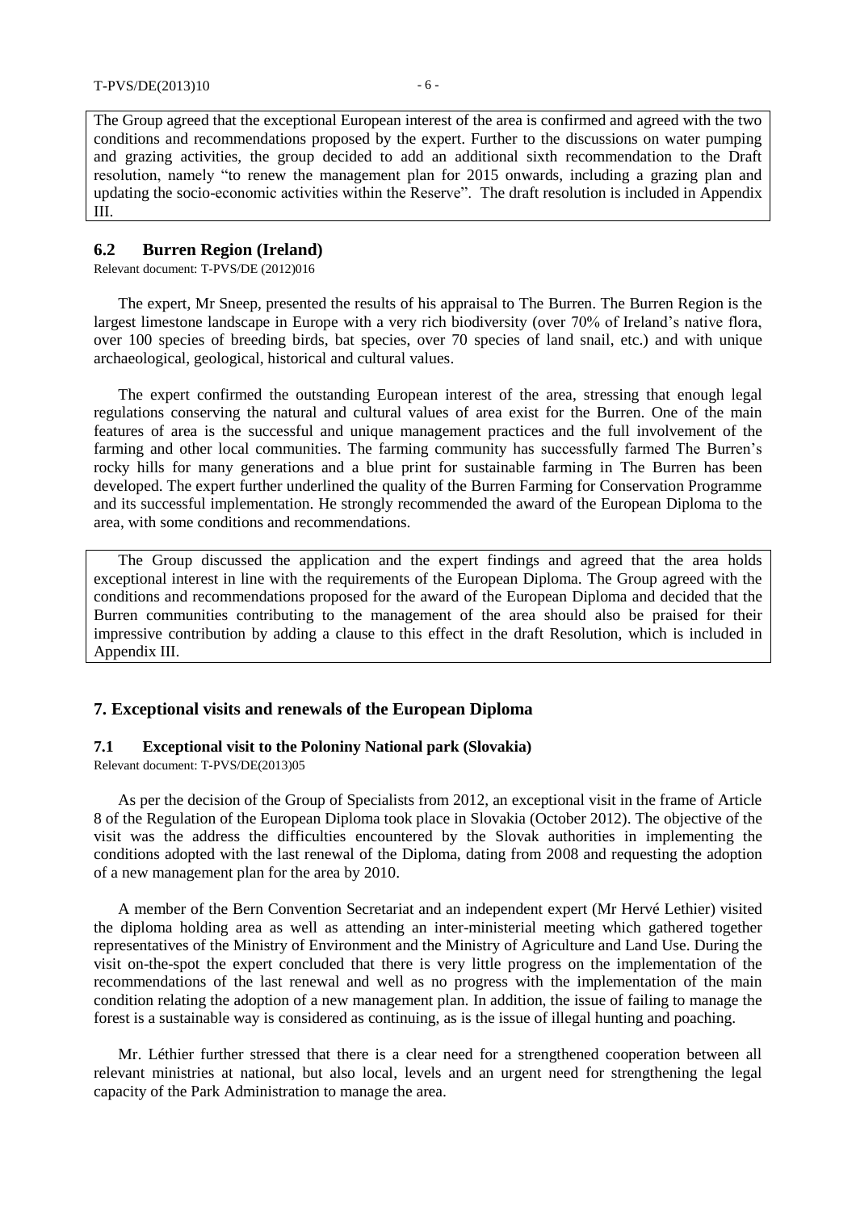The Group agreed that the exceptional European interest of the area is confirmed and agreed with the two conditions and recommendations proposed by the expert. Further to the discussions on water pumping and grazing activities, the group decided to add an additional sixth recommendation to the Draft resolution, namely "to renew the management plan for 2015 onwards, including a grazing plan and updating the socio-economic activities within the Reserve". The draft resolution is included in Appendix III.

### 6.2 Burren Region (Ireland)

Relevant document: T-PVS/DE (2012)016

The expert, Mr Sneep, presented the results of his appraisal to The Burren. The Burren Region is the largest limestone landscape in Europe with a very rich biodiversity (over 70% of Ireland's native flora, over 100 species of breeding birds, bat species, over 70 species of land snail, etc.) and with unique archaeological, geological, historical and cultural values.

The expert confirmed the outstanding European interest of the area, stressing that enough legal regulations conserving the natural and cultural values of area exist for the Burren. One of the main features of area is the successful and unique management practices and the full involvement of the farming and other local communities. The farming community has successfully farmed The Burren's rocky hills for many generations and a blue print for sustainable farming in The Burren has been developed. The expert further underlined the quality of the Burren Farming for Conservation Programme and its successful implementation. He strongly recommended the award of the European Diploma to the area, with some conditions and recommendations.

The Group discussed the application and the expert findings and agreed that the area holds exceptional interest in line with the requirements of the European Diploma. The Group agreed with the conditions and recommendations proposed for the award of the European Diploma and decided that the Burren communities contributing to the management of the area should also be praised for their impressive contribution by adding a clause to this effect in the draft Resolution, which is included in Appendix III.

## 7. Exceptional visits and renewals of the European Diploma

### 7.1 Exceptional visit to the Poloniny National park (Slovakia)

Relevant document: T-PVS/DE(2013)05

As per the decision of the Group of Specialists from 2012, an exceptional visit in the frame of Article 8 of the Regulation of the European Diploma took place in Slovakia (October 2012). The objective of the visit was the address the difficulties encountered by the Slovak authorities in implementing the conditions adopted with the last renewal of the Diploma, dating from 2008 and requesting the adoption of a new management plan for the area by 2010.

A member of the Bern Convention Secretariat and an independent expert (Mr Hervé Lethier) visited the diploma holding area as well as attending an inter-ministerial meeting which gathered together representatives of the Ministry of Environment and the Ministry of Agriculture and Land Use. During the visit on-the-spot the expert concluded that there is very little progress on the implementation of the recommendations of the last renewal and well as no progress with the implementation of the main condition relating the adoption of a new management plan. In addition, the issue of failing to manage the forest is a sustainable way is considered as continuing, as is the issue of illegal hunting and poaching.

Mr. Léthier further stressed that there is a clear need for a strengthened cooperation between all relevant ministries at national, but also local, levels and an urgent need for strengthening the legal capacity of the Park Administration to manage the area.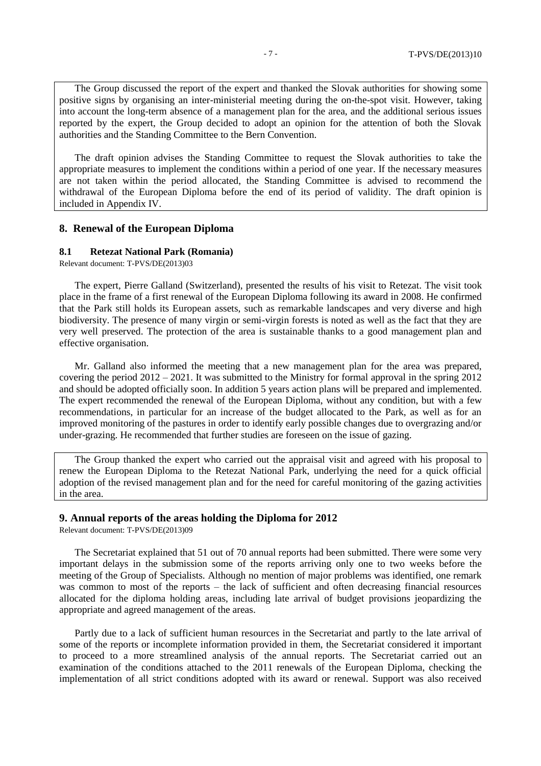The Group discussed the report of the expert and thanked the Slovak authorities for showing some positive signs by organising an inter-ministerial meeting during the on-the-spot visit. However, taking into account the long-term absence of a management plan for the area, and the additional serious issues reported by the expert, the Group decided to adopt an opinion for the attention of both the Slovak authorities and the Standing Committee to the Bern Convention.

The draft opinion advises the Standing Committee to request the Slovak authorities to take the appropriate measures to implement the conditions within a period of one year. If the necessary measures are not taken within the period allocated, the Standing Committee is advised to recommend the withdrawal of the European Diploma before the end of its period of validity. The draft opinion is included in Appendix IV.

## 8. Renewal of the European Diploma

### 8.1 Retezat National Park (Romania)

Relevant document: T-PVS/DE(2013)03

The expert, Pierre Galland (Switzerland), presented the results of his visit to Retezat. The visit took place in the frame of a first renewal of the European Diploma following its award in 2008. He confirmed that the Park still holds its European assets, such as remarkable landscapes and very diverse and high biodiversity. The presence of many virgin or semi-virgin forests is noted as well as the fact that they are very well preserved. The protection of the area is sustainable thanks to a good management plan and effective organisation.

Mr. Galland also informed the meeting that a new management plan for the area was prepared, covering the period 2012 – 2021. It was submitted to the Ministry for formal approval in the spring 2012 and should be adopted officially soon. In addition 5 years action plans will be prepared and implemented. The expert recommended the renewal of the European Diploma, without any condition, but with a few recommendations, in particular for an increase of the budget allocated to the Park, as well as for an improved monitoring of the pastures in order to identify early possible changes due to overgrazing and/or under-grazing. He recommended that further studies are foreseen on the issue of gazing.

The Group thanked the expert who carried out the appraisal visit and agreed with his proposal to renew the European Diploma to the Retezat National Park, underlying the need for a quick official adoption of the revised management plan and for the need for careful monitoring of the gazing activities in the area.

## 9. Annual reports of the areas holding the Diploma for 2012

Relevant document: T-PVS/DE(2013)09

The Secretariat explained that 51 out of 70 annual reports had been submitted. There were some very important delays in the submission some of the reports arriving only one to two weeks before the meeting of the Group of Specialists. Although no mention of major problems was identified, one remark was common to most of the reports – the lack of sufficient and often decreasing financial resources allocated for the diploma holding areas, including late arrival of budget provisions jeopardizing the appropriate and agreed management of the areas.

Partly due to a lack of sufficient human resources in the Secretariat and partly to the late arrival of some of the reports or incomplete information provided in them, the Secretariat considered it important to proceed to a more streamlined analysis of the annual reports. The Secretariat carried out an examination of the conditions attached to the 2011 renewals of the European Diploma, checking the implementation of all strict conditions adopted with its award or renewal. Support was also received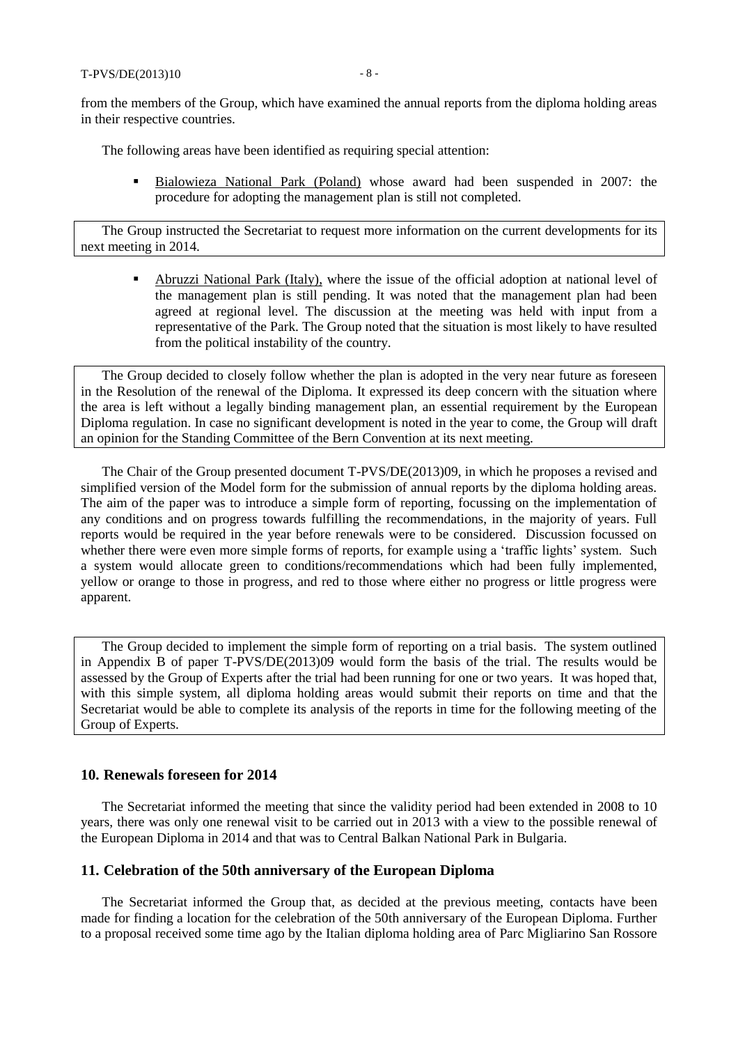from the members of the Group, which have examined the annual reports from the diploma holding areas in their respective countries.

The following areas have been identified as requiring special attention:

- Bialowieza National Park (Poland) whose award had been suspended in 2007: the procedure for adopting the management plan is still not completed.

The Group instructed the Secretariat to request more information on the current developments for its next meeting in 2014.

- Abruzzi National Park (Italy), where the issue of the official adoption at national level of the management plan is still pending. It was noted that the management plan had been agreed at regional level. The discussion at the meeting was held with input from a representative of the Park. The Group noted that the situation is most likely to have resulted from the political instability of the country.

The Group decided to closely follow whether the plan is adopted in the very near future as foreseen in the Resolution of the renewal of the Diploma. It expressed its deep concern with the situation where the area is left without a legally binding management plan, an essential requirement by the European Diploma regulation. In case no significant development is noted in the year to come, the Group will draft an opinion for the Standing Committee of the Bern Convention at its next meeting.

The Chair of the Group presented document T-PVS/DE(2013)09, in which he proposes a revised and simplified version of the Model form for the submission of annual reports by the diploma holding areas. The aim of the paper was to introduce a simple form of reporting, focussing on the implementation of any conditions and on progress towards fulfilling the recommendations, in the majority of years. Full reports would be required in the year before renewals were to be considered. Discussion focussed on whether there were even more simple forms of reports, for example using a 'traffic lights' system. Such a system would allocate green to conditions/recommendations which had been fully implemented, yellow or orange to those in progress, and red to those where either no progress or little progress were apparent.

The Group decided to implement the simple form of reporting on a trial basis. The system outlined in Appendix B of paper T-PVS/DE(2013)09 would form the basis of the trial. The results would be assessed by the Group of Experts after the trial had been running for one or two years. It was hoped that, with this simple system, all diploma holding areas would submit their reports on time and that the Secretariat would be able to complete its analysis of the reports in time for the following meeting of the Group of Experts.

## 10. Renewals foreseen for 2014

The Secretariat informed the meeting that since the validity period had been extended in 2008 to 10 years, there was only one renewal visit to be carried out in 2013 with a view to the possible renewal of the European Diploma in 2014 and that was to Central Balkan National Park in Bulgaria.

## 11. Celebration of the 50th anniversary of the European Diploma

The Secretariat informed the Group that, as decided at the previous meeting, contacts have been made for finding a location for the celebration of the 50th anniversary of the European Diploma. Further to a proposal received some time ago by the Italian diploma holding area of Parc Migliarino San Rossore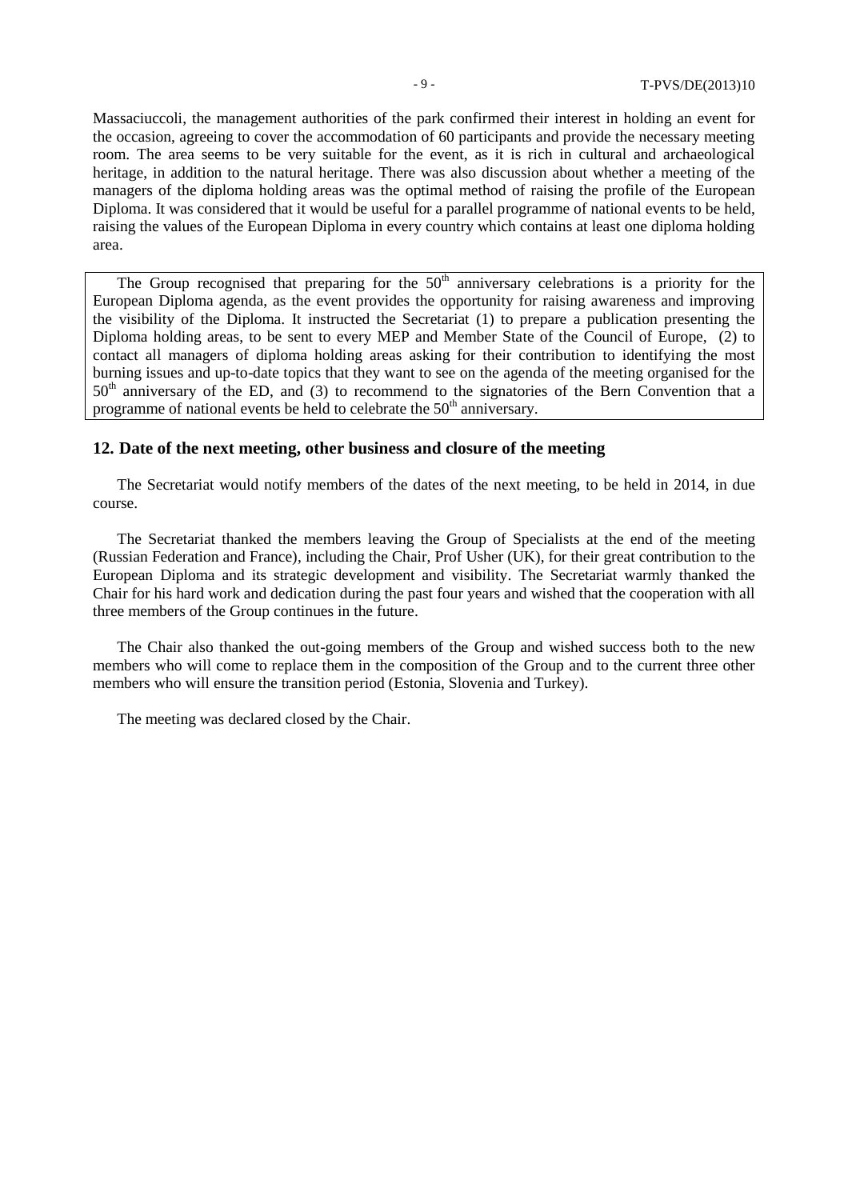Massaciuccoli, the management authorities of the park confirmed their interest in holding an event for the occasion, agreeing to cover the accommodation of 60 participants and provide the necessary meeting room. The area seems to be very suitable for the event, as it is rich in cultural and archaeological heritage, in addition to the natural heritage. There was also discussion about whether a meeting of the managers of the diploma holding areas was the optimal method of raising the profile of the European Diploma. It was considered that it would be useful for a parallel programme of national events to be held, raising the values of the European Diploma in every country which contains at least one diploma holding area.

The Group recognised that preparing for the 50th anniversary celebrations is a priority for the European Diploma agenda, as the event provides the opportunity for raising awareness and improving the visibility of the Diploma. It instructed the Secretariat (1) to prepare a publication presenting the Diploma holding areas, to be sent to every MEP and Member State of the Council of Europe, (2) to contact all managers of diploma holding areas asking for their contribution to identifying the most burning issues and up-to-date topics that they want to see on the agenda of the meeting organised for the 50th anniversary of the ED, and (3) to recommend to the signatories of the Bern Convention that a programme of national events be held to celebrate the 50th anniversary.

## 12. Date of the next meeting, other business and closure of the meeting

The Secretariat would notify members of the dates of the next meeting, to be held in 2014, in due course.

The Secretariat thanked the members leaving the Group of Specialists at the end of the meeting (Russian Federation and France), including the Chair, Prof Usher (UK), for their great contribution to the European Diploma and its strategic development and visibility. The Secretariat warmly thanked the Chair for his hard work and dedication during the past four years and wished that the cooperation with all three members of the Group continues in the future.

The Chair also thanked the out-going members of the Group and wished success both to the new members who will come to replace them in the composition of the Group and to the current three other members who will ensure the transition period (Estonia, Slovenia and Turkey).

The meeting was declared closed by the Chair.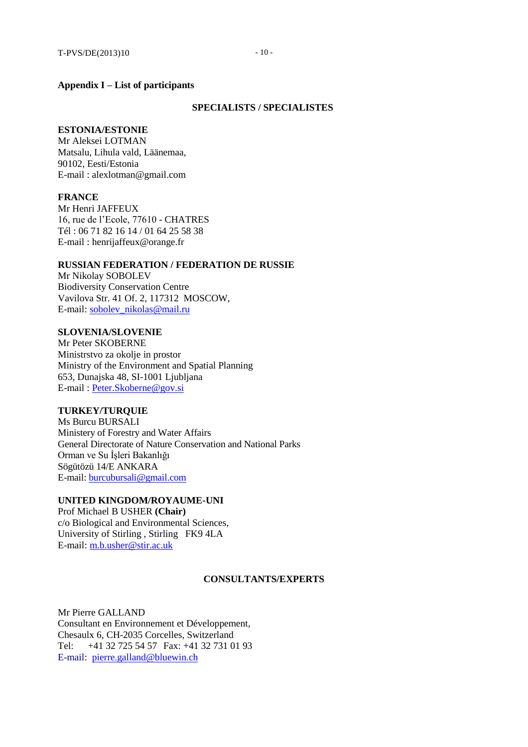## Appendix I – List of participants

### SPECIALISTS / SPECIALISTES

**ESTONIA/ESTONIE**
Mr Aleksei LOTMAN
Matsalu, Lihula vald, Läänemaa,
90102, Eesti/Estonia
E-mail : alexlotman@gmail.com

**FRANCE**
Mr Henri JAFFEUX
16, rue de l'Ecole, 77610 - CHATRES
Tél : 06 71 82 16 14 / 01 64 25 58 38
E-mail : henrijaffeux@orange.fr

**RUSSIAN FEDERATION / FEDERATION DE RUSSIE**
Mr Nikolay SOBOLEV
Biodiversity Conservation Centre
Vavilova Str. 41 Of. 2, 117312 MOSCOW,
E-mail: sobolev_nikolas@mail.ru

**SLOVENIA/SLOVENIE**
Mr Peter SKOBERNE
Ministrstvo za okolje in prostor
Ministry of the Environment and Spatial Planning
653, Dunajska 48, SI-1001 Ljubljana
E-mail : Peter.Skoberne@gov.si

**TURKEY/TURQUIE**
Ms Burcu BURSALI
Ministery of Forestry and Water Affairs
General Directorate of Nature Conservation and National Parks
Orman ve Su İşleri Bakanlığı
Sögütözü 14/E ANKARA
E-mail: burcubursali@gmail.com

**UNITED KINGDOM/ROYAUME-UNI**
Prof Michael B USHER **(Chair)**
c/o Biological and Environmental Sciences,
University of Stirling , Stirling FK9 4LA
E-mail: m.b.usher@stir.ac.uk

### CONSULTANTS/EXPERTS

Mr Pierre GALLAND
Consultant en Environnement et Développement,
Chesaulx 6, CH-2035 Corcelles, Switzerland
Tel: +41 32 725 54 57 Fax: +41 32 731 01 93
E-mail: pierre.galland@bluewin.ch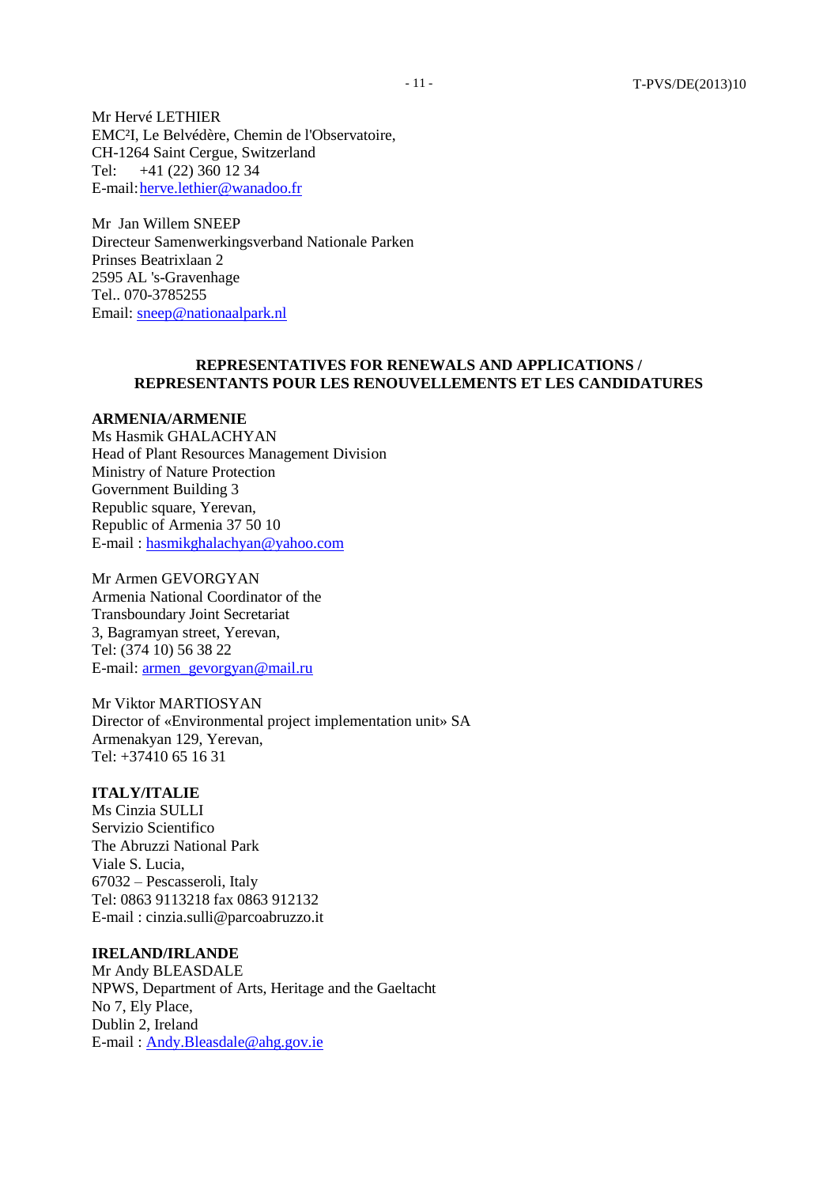Mr Hervé LETHIER
EMC²I, Le Belvédère, Chemin de l'Observatoire,
CH-1264 Saint Cergue, Switzerland
Tel: +41 (22) 360 12 34
E-mail: herve.lethier@wanadoo.fr

Mr Jan Willem SNEEP
Directeur Samenwerkingsverband Nationale Parken
Prinses Beatrixlaan 2
2595 AL 's-Gravenhage
Tel.. 070-3785255
Email: sneep@nationaalpark.nl

## REPRESENTATIVES FOR RENEWALS AND APPLICATIONS / REPRESENTANTS POUR LES RENOUVELLEMENTS ET LES CANDIDATURES

**ARMENIA/ARMENIE**
Ms Hasmik GHALACHYAN
Head of Plant Resources Management Division
Ministry of Nature Protection
Government Building 3
Republic square, Yerevan,
Republic of Armenia 37 50 10
E-mail : hasmikghalachyan@yahoo.com

Mr Armen GEVORGYAN
Armenia National Coordinator of the
Transboundary Joint Secretariat
3, Bagramyan street, Yerevan,
Tel: (374 10) 56 38 22
E-mail: armen_gevorgyan@mail.ru

Mr Viktor MARTIOSYAN
Director of «Environmental project implementation unit» SA
Armenakyan 129, Yerevan,
Tel: +37410 65 16 31

**ITALY/ITALIE**
Ms Cinzia SULLI
Servizio Scientifico
The Abruzzi National Park
Viale S. Lucia,
67032 – Pescasseroli, Italy
Tel: 0863 9113218 fax 0863 912132
E-mail : cinzia.sulli@parcoabruzzo.it

**IRELAND/IRLANDE**
Mr Andy BLEASDALE
NPWS, Department of Arts, Heritage and the Gaeltacht
No 7, Ely Place,
Dublin 2, Ireland
E-mail : Andy.Bleasdale@ahg.gov.ie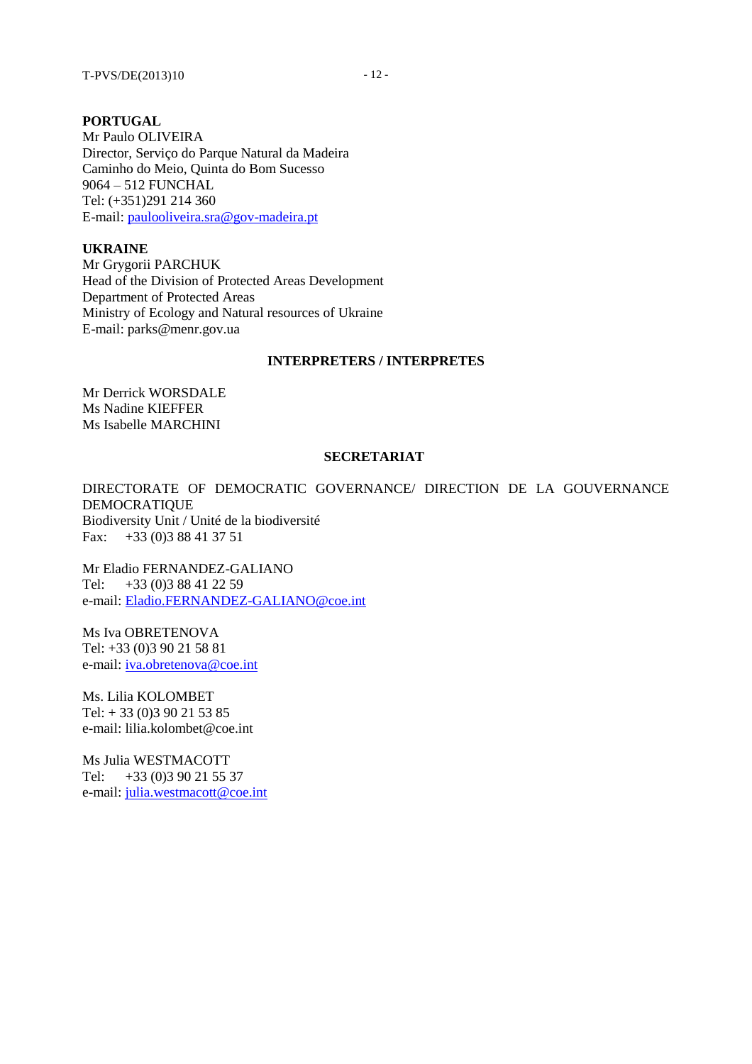**PORTUGAL**
Mr Paulo OLIVEIRA
Director, Serviço do Parque Natural da Madeira
Caminho do Meio, Quinta do Bom Sucesso
9064 – 512 FUNCHAL
Tel: (+351)291 214 360
E-mail: paulooliveira.sra@gov-madeira.pt

**UKRAINE**
Mr Grygorii PARCHUK
Head of the Division of Protected Areas Development
Department of Protected Areas
Ministry of Ecology and Natural resources of Ukraine
E-mail: parks@menr.gov.ua

## INTERPRETERS / INTERPRETES

Mr Derrick WORSDALE
Ms Nadine KIEFFER
Ms Isabelle MARCHINI

## SECRETARIAT

DIRECTORATE OF DEMOCRATIC GOVERNANCE/ DIRECTION DE LA GOUVERNANCE DEMOCRATIQUE
Biodiversity Unit / Unité de la biodiversité
Fax: +33 (0)3 88 41 37 51

Mr Eladio FERNANDEZ-GALIANO
Tel: +33 (0)3 88 41 22 59
e-mail: Eladio.FERNANDEZ-GALIANO@coe.int

Ms Iva OBRETENOVA
Tel: +33 (0)3 90 21 58 81
e-mail: iva.obretenova@coe.int

Ms. Lilia KOLOMBET
Tel: + 33 (0)3 90 21 53 85
e-mail: lilia.kolombet@coe.int

Ms Julia WESTMACOTT
Tel: +33 (0)3 90 21 55 37
e-mail: julia.westmacott@coe.int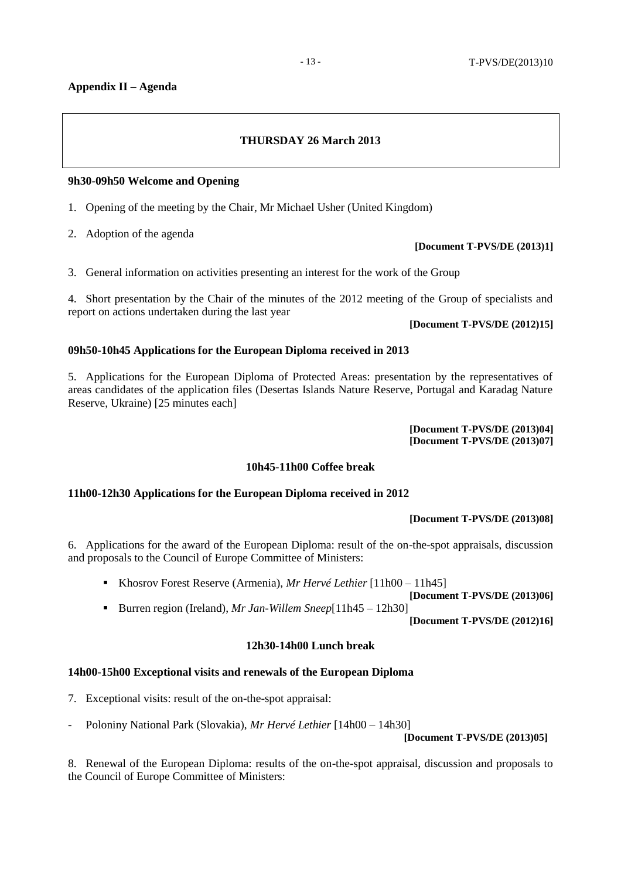**Appendix II – Agenda**

**THURSDAY 26 March 2013**

**9h30-09h50 Welcome and Opening**

1. Opening of the meeting by the Chair, Mr Michael Usher (United Kingdom)

2. Adoption of the agenda

**[Document T-PVS/DE (2013)1]**

3. General information on activities presenting an interest for the work of the Group

4. Short presentation by the Chair of the minutes of the 2012 meeting of the Group of specialists and report on actions undertaken during the last year

**[Document T-PVS/DE (2012)15]**

**09h50-10h45 Applications for the European Diploma received in 2013**

5. Applications for the European Diploma of Protected Areas: presentation by the representatives of areas candidates of the application files (Desertas Islands Nature Reserve, Portugal and Karadag Nature Reserve, Ukraine) [25 minutes each]

**[Document T-PVS/DE (2013)04]**
**[Document T-PVS/DE (2013)07]**

**10h45-11h00 Coffee break**

**11h00-12h30 Applications for the European Diploma received in 2012**

**[Document T-PVS/DE (2013)08]**

6. Applications for the award of the European Diploma: result of the on-the-spot appraisals, discussion and proposals to the Council of Europe Committee of Ministers:

- Khosrov Forest Reserve (Armenia), *Mr Hervé Lethier* [11h00 – 11h45]

**[Document T-PVS/DE (2013)06]**

- Burren region (Ireland), *Mr Jan-Willem Sneep*[11h45 – 12h30]

**[Document T-PVS/DE (2012)16]**

**12h30-14h00 Lunch break**

**14h00-15h00 Exceptional visits and renewals of the European Diploma**

7. Exceptional visits: result of the on-the-spot appraisal:

- Poloniny National Park (Slovakia), *Mr Hervé Lethier* [14h00 – 14h30]

**[Document T-PVS/DE (2013)05]**

8. Renewal of the European Diploma: results of the on-the-spot appraisal, discussion and proposals to the Council of Europe Committee of Ministers: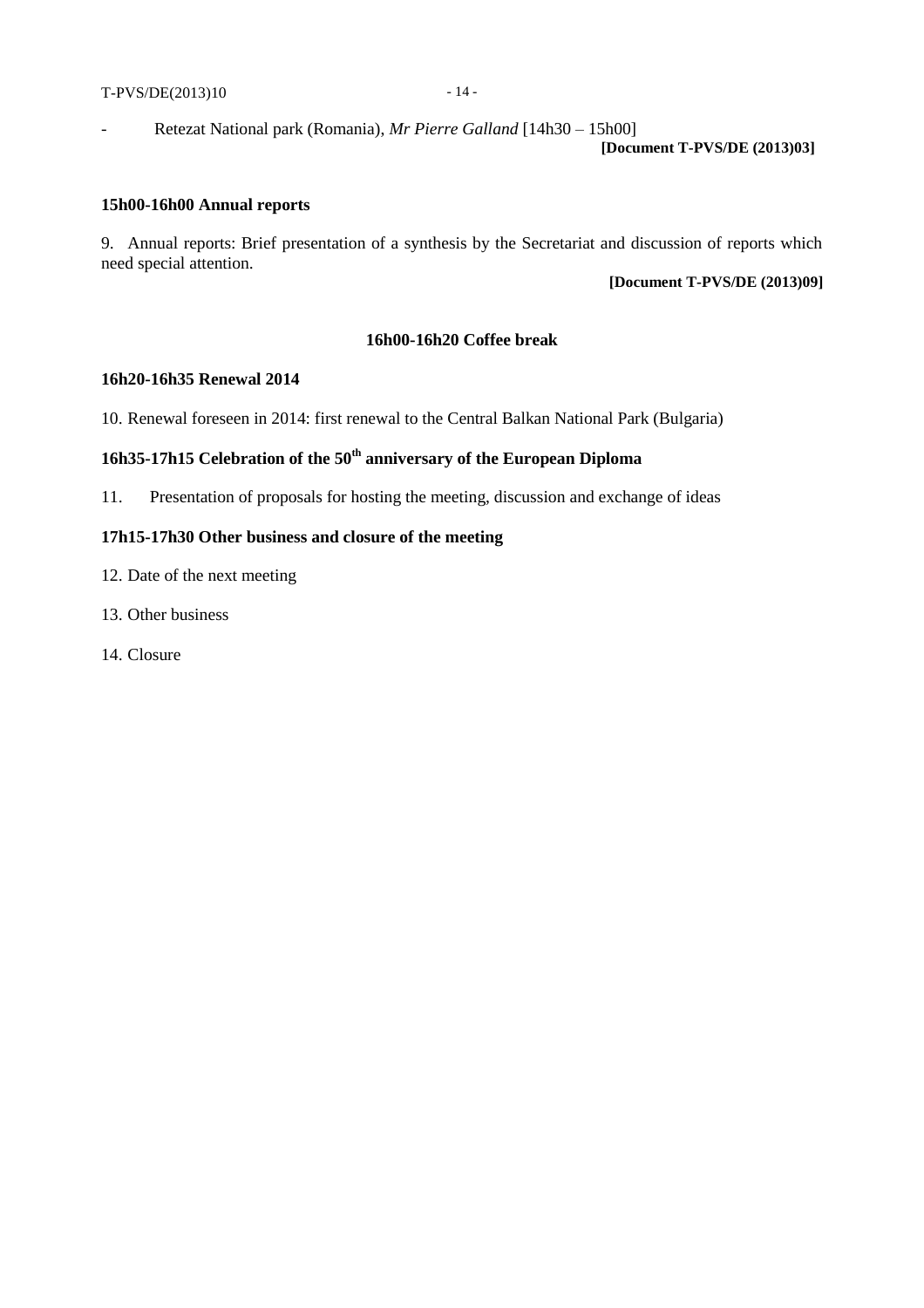- Retezat National park (Romania), *Mr Pierre Galland* [14h30 – 15h00]

**[Document T-PVS/DE (2013)03]**

**15h00-16h00 Annual reports**

9. Annual reports: Brief presentation of a synthesis by the Secretariat and discussion of reports which need special attention.

**[Document T-PVS/DE (2013)09]**

**16h00-16h20 Coffee break**

**16h20-16h35 Renewal 2014**

10. Renewal foreseen in 2014: first renewal to the Central Balkan National Park (Bulgaria)

**16h35-17h15 Celebration of the 50th anniversary of the European Diploma**

11. Presentation of proposals for hosting the meeting, discussion and exchange of ideas

**17h15-17h30 Other business and closure of the meeting**

12. Date of the next meeting

13. Other business

14. Closure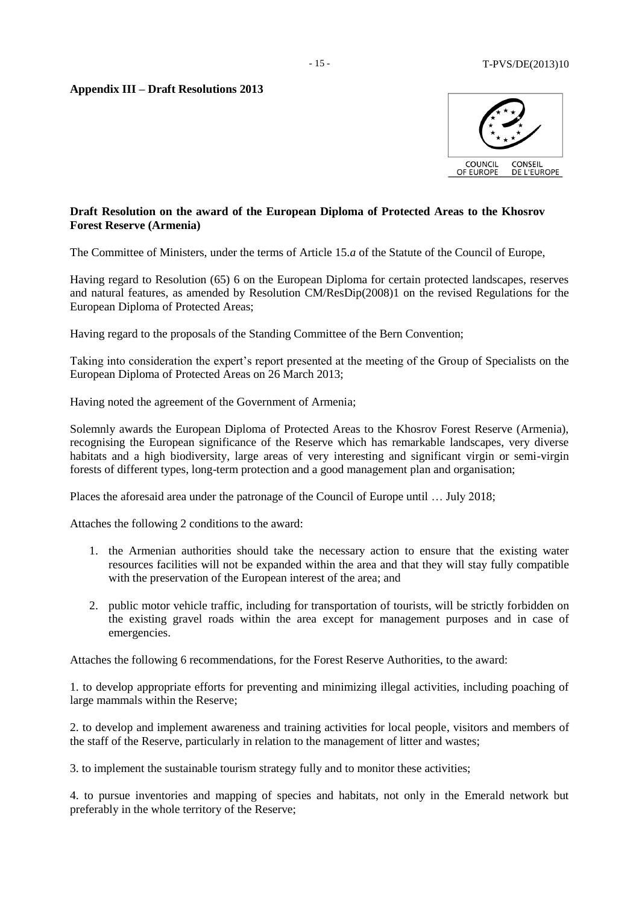**Appendix III – Draft Resolutions 2013**

**Draft Resolution on the award of the European Diploma of Protected Areas to the Khosrov Forest Reserve (Armenia)**

The Committee of Ministers, under the terms of Article 15.*a* of the Statute of the Council of Europe,

Having regard to Resolution (65) 6 on the European Diploma for certain protected landscapes, reserves and natural features, as amended by Resolution CM/ResDip(2008)1 on the revised Regulations for the European Diploma of Protected Areas;

Having regard to the proposals of the Standing Committee of the Bern Convention;

Taking into consideration the expert's report presented at the meeting of the Group of Specialists on the European Diploma of Protected Areas on 26 March 2013;

Having noted the agreement of the Government of Armenia;

Solemnly awards the European Diploma of Protected Areas to the Khosrov Forest Reserve (Armenia), recognising the European significance of the Reserve which has remarkable landscapes, very diverse habitats and a high biodiversity, large areas of very interesting and significant virgin or semi-virgin forests of different types, long-term protection and a good management plan and organisation;

Places the aforesaid area under the patronage of the Council of Europe until … July 2018;

Attaches the following 2 conditions to the award:

1. the Armenian authorities should take the necessary action to ensure that the existing water resources facilities will not be expanded within the area and that they will stay fully compatible with the preservation of the European interest of the area; and
2. public motor vehicle traffic, including for transportation of tourists, will be strictly forbidden on the existing gravel roads within the area except for management purposes and in case of emergencies.

Attaches the following 6 recommendations, for the Forest Reserve Authorities, to the award:

1. to develop appropriate efforts for preventing and minimizing illegal activities, including poaching of large mammals within the Reserve;

2. to develop and implement awareness and training activities for local people, visitors and members of the staff of the Reserve, particularly in relation to the management of litter and wastes;

3. to implement the sustainable tourism strategy fully and to monitor these activities;

4. to pursue inventories and mapping of species and habitats, not only in the Emerald network but preferably in the whole territory of the Reserve;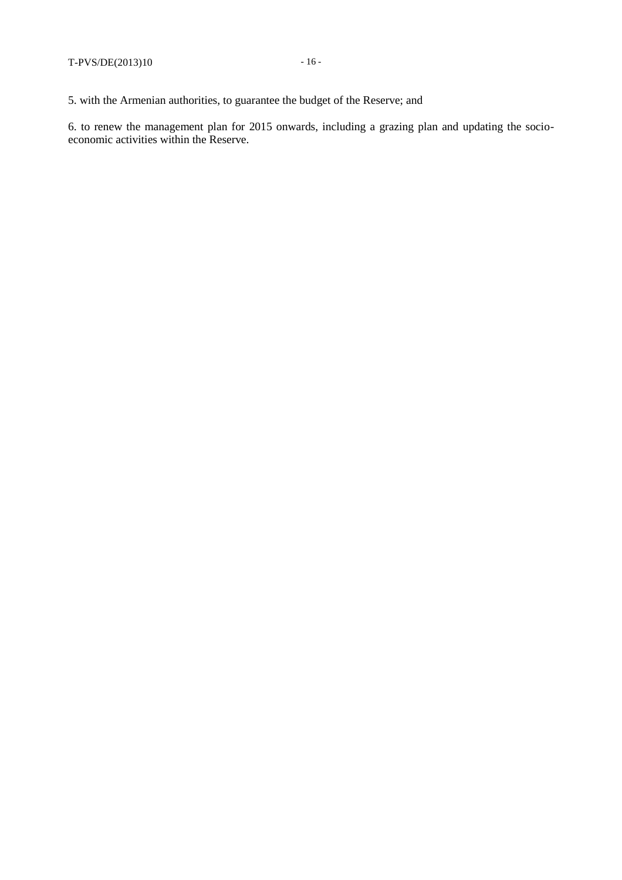5. with the Armenian authorities, to guarantee the budget of the Reserve; and

6. to renew the management plan for 2015 onwards, including a grazing plan and updating the socio-economic activities within the Reserve.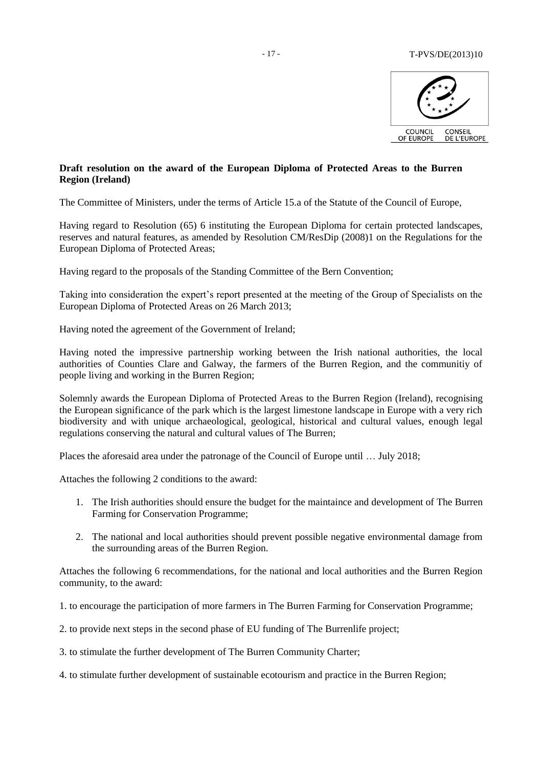**Draft resolution on the award of the European Diploma of Protected Areas to the Burren Region (Ireland)**

The Committee of Ministers, under the terms of Article 15.a of the Statute of the Council of Europe,

Having regard to Resolution (65) 6 instituting the European Diploma for certain protected landscapes, reserves and natural features, as amended by Resolution CM/ResDip (2008)1 on the Regulations for the European Diploma of Protected Areas;

Having regard to the proposals of the Standing Committee of the Bern Convention;

Taking into consideration the expert's report presented at the meeting of the Group of Specialists on the European Diploma of Protected Areas on 26 March 2013;

Having noted the agreement of the Government of Ireland;

Having noted the impressive partnership working between the Irish national authorities, the local authorities of Counties Clare and Galway, the farmers of the Burren Region, and the communitiy of people living and working in the Burren Region;

Solemnly awards the European Diploma of Protected Areas to the Burren Region (Ireland), recognising the European significance of the park which is the largest limestone landscape in Europe with a very rich biodiversity and with unique archaeological, geological, historical and cultural values, enough legal regulations conserving the natural and cultural values of The Burren;

Places the aforesaid area under the patronage of the Council of Europe until … July 2018;

Attaches the following 2 conditions to the award:

1. The Irish authorities should ensure the budget for the maintaince and development of The Burren Farming for Conservation Programme;
2. The national and local authorities should prevent possible negative environmental damage from the surrounding areas of the Burren Region.

Attaches the following 6 recommendations, for the national and local authorities and the Burren Region community, to the award:

1. to encourage the participation of more farmers in The Burren Farming for Conservation Programme;
2. to provide next steps in the second phase of EU funding of The Burrenlife project;
3. to stimulate the further development of The Burren Community Charter;
4. to stimulate further development of sustainable ecotourism and practice in the Burren Region;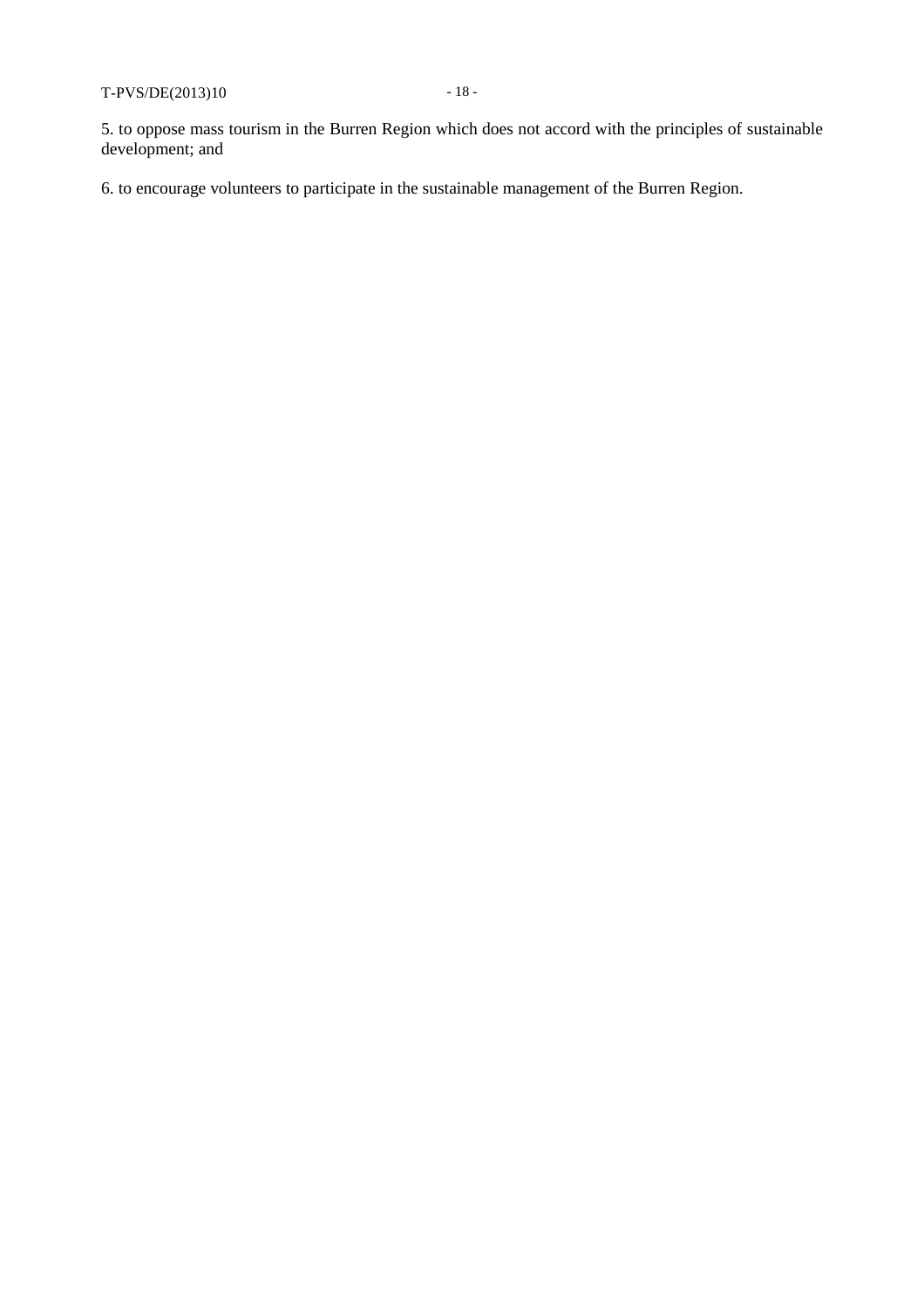5. to oppose mass tourism in the Burren Region which does not accord with the principles of sustainable development; and

6. to encourage volunteers to participate in the sustainable management of the Burren Region.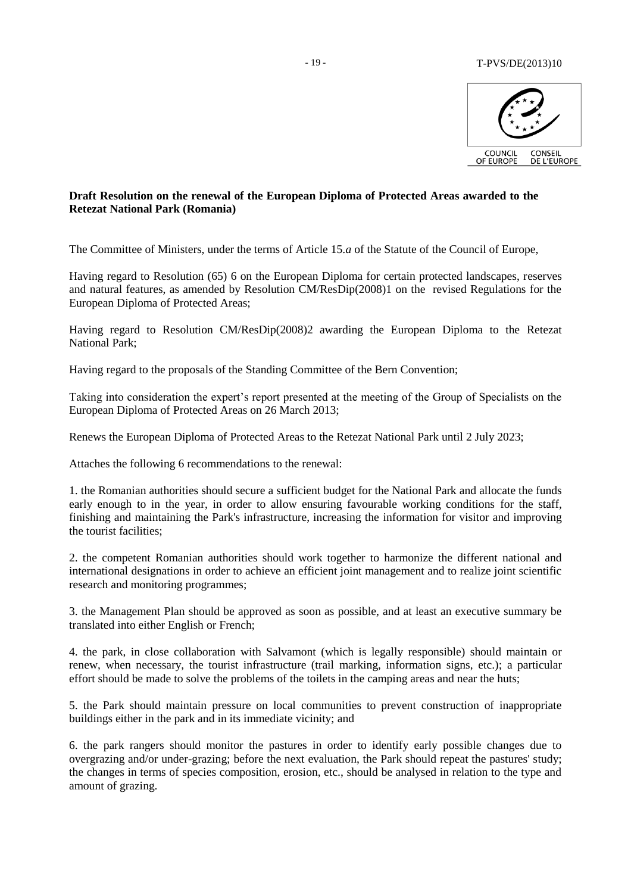**Draft Resolution on the renewal of the European Diploma of Protected Areas awarded to the Retezat National Park (Romania)**

The Committee of Ministers, under the terms of Article 15.*a* of the Statute of the Council of Europe,

Having regard to Resolution (65) 6 on the European Diploma for certain protected landscapes, reserves and natural features, as amended by Resolution CM/ResDip(2008)1 on the revised Regulations for the European Diploma of Protected Areas;

Having regard to Resolution CM/ResDip(2008)2 awarding the European Diploma to the Retezat National Park;

Having regard to the proposals of the Standing Committee of the Bern Convention;

Taking into consideration the expert's report presented at the meeting of the Group of Specialists on the European Diploma of Protected Areas on 26 March 2013;

Renews the European Diploma of Protected Areas to the Retezat National Park until 2 July 2023;

Attaches the following 6 recommendations to the renewal:

1. the Romanian authorities should secure a sufficient budget for the National Park and allocate the funds early enough to in the year, in order to allow ensuring favourable working conditions for the staff, finishing and maintaining the Park's infrastructure, increasing the information for visitor and improving the tourist facilities;

2. the competent Romanian authorities should work together to harmonize the different national and international designations in order to achieve an efficient joint management and to realize joint scientific research and monitoring programmes;

3. the Management Plan should be approved as soon as possible, and at least an executive summary be translated into either English or French;

4. the park, in close collaboration with Salvamont (which is legally responsible) should maintain or renew, when necessary, the tourist infrastructure (trail marking, information signs, etc.); a particular effort should be made to solve the problems of the toilets in the camping areas and near the huts;

5. the Park should maintain pressure on local communities to prevent construction of inappropriate buildings either in the park and in its immediate vicinity; and

6. the park rangers should monitor the pastures in order to identify early possible changes due to overgrazing and/or under-grazing; before the next evaluation, the Park should repeat the pastures' study; the changes in terms of species composition, erosion, etc., should be analysed in relation to the type and amount of grazing.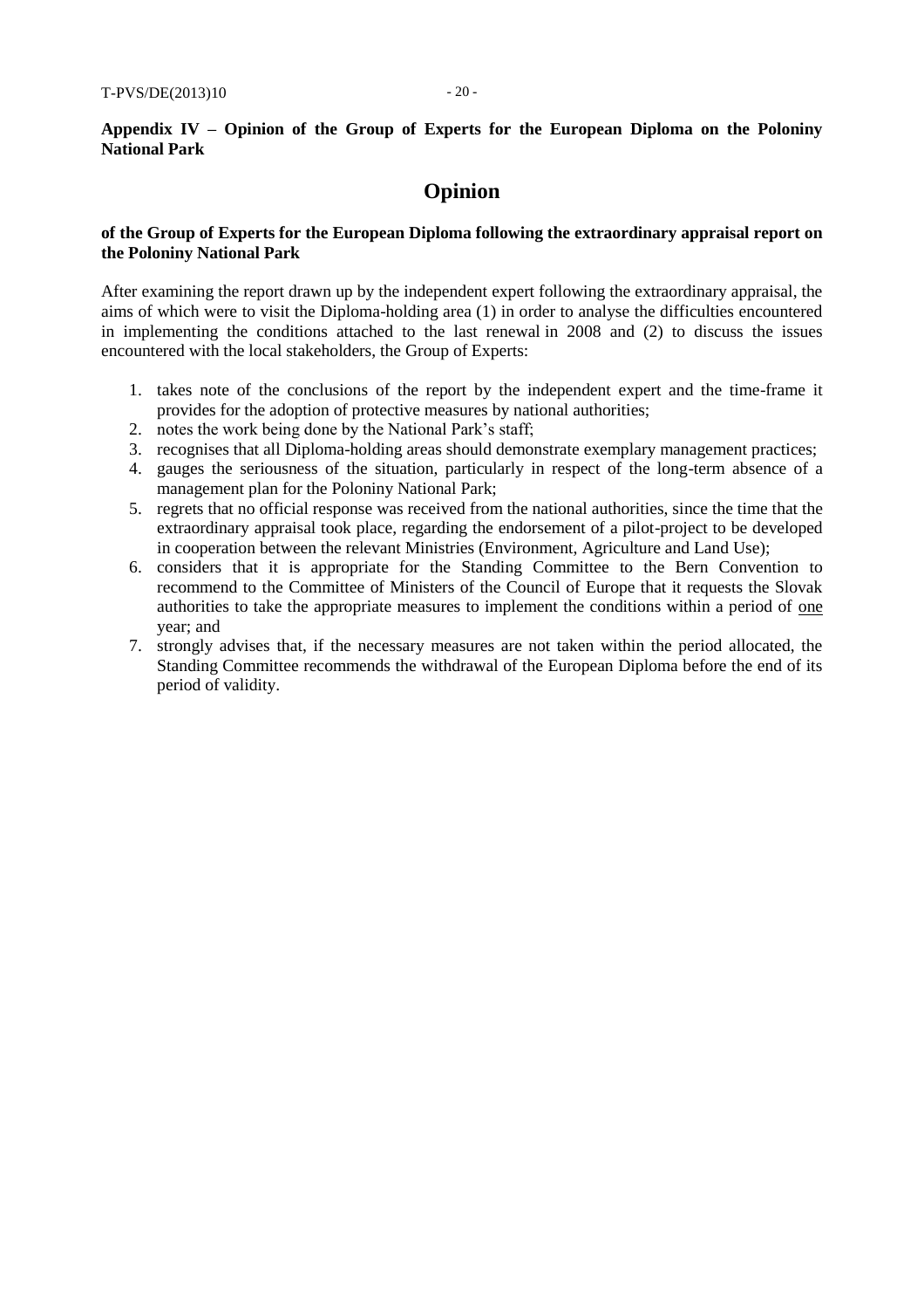**Appendix IV – Opinion of the Group of Experts for the European Diploma on the Poloniny National Park**

# Opinion

**of the Group of Experts for the European Diploma following the extraordinary appraisal report on the Poloniny National Park**

After examining the report drawn up by the independent expert following the extraordinary appraisal, the aims of which were to visit the Diploma-holding area (1) in order to analyse the difficulties encountered in implementing the conditions attached to the last renewal in 2008 and (2) to discuss the issues encountered with the local stakeholders, the Group of Experts:

1. takes note of the conclusions of the report by the independent expert and the time-frame it provides for the adoption of protective measures by national authorities;
2. notes the work being done by the National Park's staff;
3. recognises that all Diploma-holding areas should demonstrate exemplary management practices;
4. gauges the seriousness of the situation, particularly in respect of the long-term absence of a management plan for the Poloniny National Park;
5. regrets that no official response was received from the national authorities, since the time that the extraordinary appraisal took place, regarding the endorsement of a pilot-project to be developed in cooperation between the relevant Ministries (Environment, Agriculture and Land Use);
6. considers that it is appropriate for the Standing Committee to the Bern Convention to recommend to the Committee of Ministers of the Council of Europe that it requests the Slovak authorities to take the appropriate measures to implement the conditions within a period of one year; and
7. strongly advises that, if the necessary measures are not taken within the period allocated, the Standing Committee recommends the withdrawal of the European Diploma before the end of its period of validity.